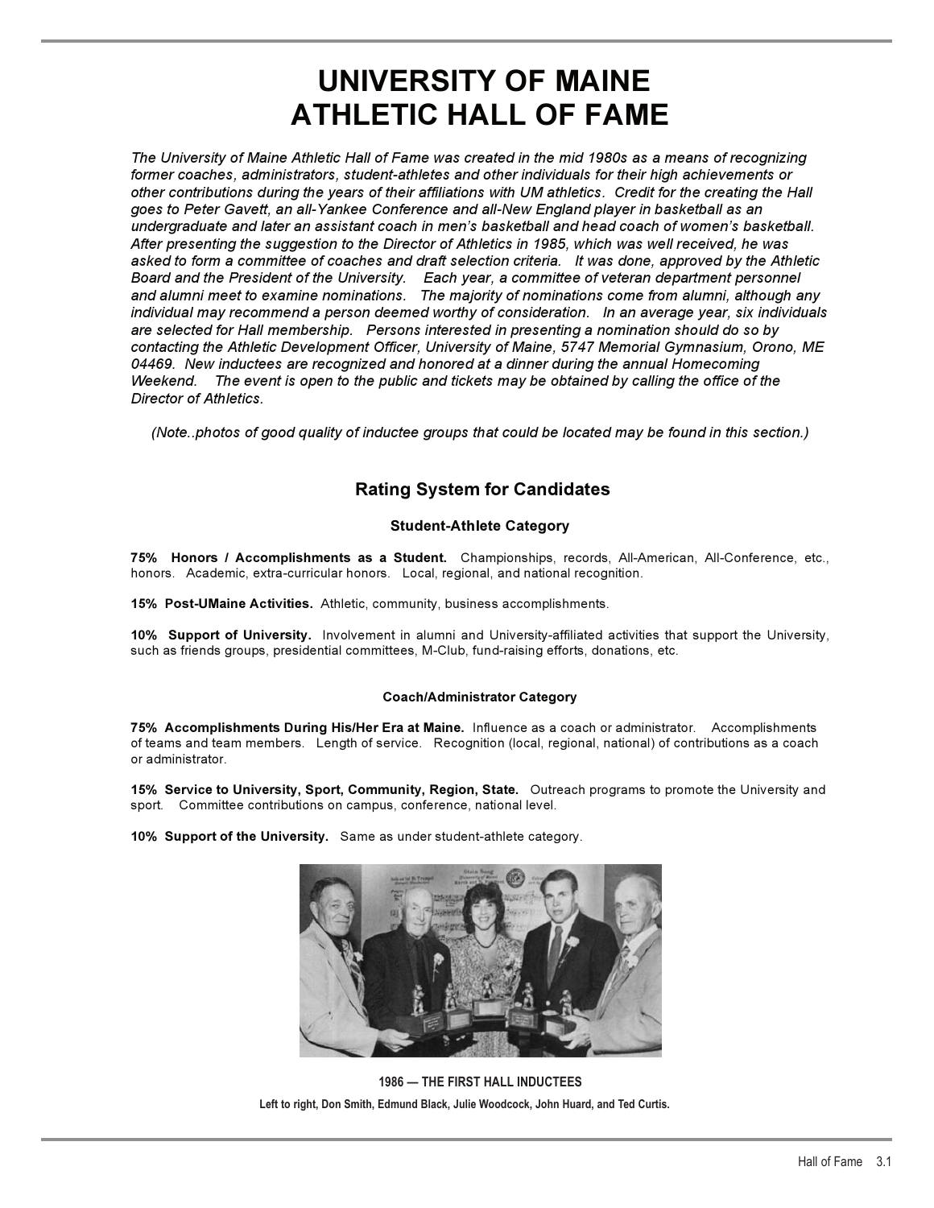# UNIVERSITY OF MAINE ATHLETIC HALL OF FAME

*The University of Maine Athletic Hall of Fame was created in the mid 1980s as a means of recognizing former coaches, administrators, student-athletes and other individuals for their high achievements or other contributions during the years of their affiliations with UM athletics. Credit for the creating the Hall goes to Peter Gavett, an all-Yankee Conference and all-New England player in basketball as an undergraduate and later an assistant coach in men's basketball and head coach of women's basketball. After presenting the suggestion to the Director of Athletics in 1985, which was well received, he was asked to form a committee of coaches and draft selection criteria. It was done, approved by the Athletic Board and the President of the University. Each year, a committee of veteran department personnel and alumni meet to examine nominations. The majority of nominations come from alumni, although any individual may recommend a person deemed worthy of consideration. In an average year, six individuals are selected for Hall membership. Persons interested in presenting a nomination should do so by contacting the Athletic Development Officer, University of Maine, 5747 Memorial Gymnasium, Orono, ME 04469. New inductees are recognized and honored at a dinner during the annual Homecoming Weekend. The event is open to the public and tickets may be obtained by calling the office of the Director of Athletics.*

*(Note..photos of good quality of inductee groups that could be located may be found in this section.)*

## Rating System for Candidates

### Student-Athlete Category

**75% Honors / Accomplishments as a Student.** Championships, records, All-American, All-Conference, etc., honors. Academic, extra-curricular honors. Local, regional, and national recognition.

**15% Post-UMaine Activities.** Athletic, community, business accomplishments.

**10% Support of University.** Involvement in alumni and University-affiliated activities that support the University, such as friends groups, presidential committees, M-Club, fund-raising efforts, donations, etc.

### Coach/Administrator Category

**75% Accomplishments During His/Her Era at Maine.** Influence as a coach or administrator. Accomplishments of teams and team members. Length of service. Recognition (local, regional, national) of contributions as a coach or administrator.

**15% Service to University, Sport, Community, Region, State.** Outreach programs to promote the University and sport. Committee contributions on campus, conference, national level.

**10% Support of the University.** Same as under student-athlete category.

**1986 — THE FIRST HALL INDUCTEES**

**Left to right, Don Smith, Edmund Black, Julie Woodcock, John Huard, and Ted Curtis.**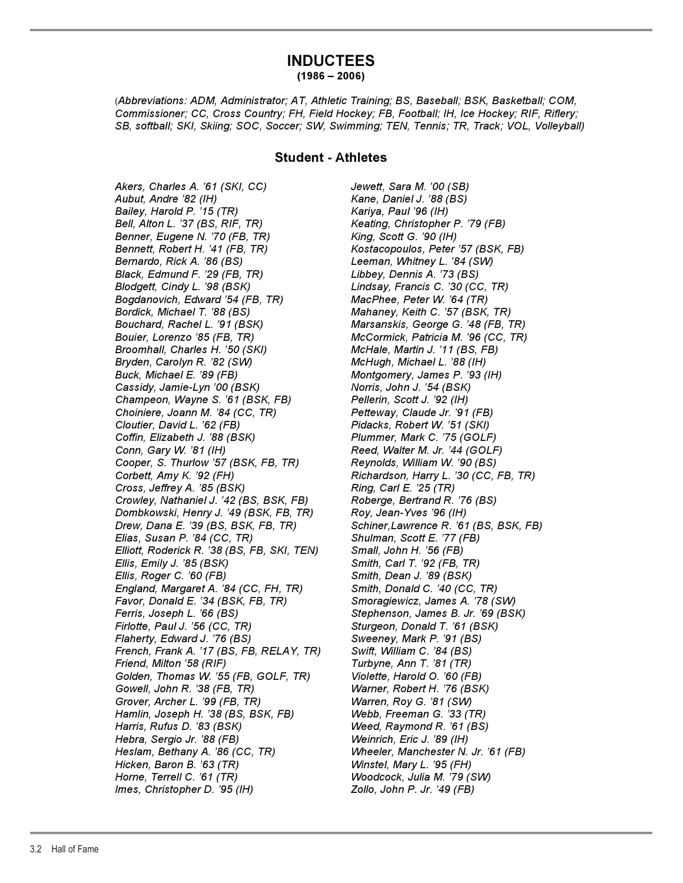# INDUCTEES

**(1986 – 2006)**

(*Abbreviations: ADM, Administrator; AT, Athletic Training; BS, Baseball; BSK, Basketball; COM, Commissioner; CC, Cross Country; FH, Field Hockey; FB, Football; IH, Ice Hockey; RIF, Riflery; SB, softball; SKI, Skiing; SOC, Soccer; SW, Swimming; TEN, Tennis; TR, Track; VOL, Volleyball)*

## Student - Athletes

*Akers, Charles A. '61 (SKI, CC)*
*Aubut, Andre '82 (IH)*
*Bailey, Harold P. '15 (TR)*
*Bell, Alton L. '37 (BS, RIF, TR)*
*Benner, Eugene N. '70 (FB, TR)*
*Bennett, Robert H. '41 (FB, TR)*
*Bernardo, Rick A. '86 (BS)*
*Black, Edmund F. '29 (FB, TR)*
*Blodgett, Cindy L. '98 (BSK)*
*Bogdanovich, Edward '54 (FB, TR)*
*Bordick, Michael T. '88 (BS)*
*Bouchard, Rachel L. '91 (BSK)*
*Bouier, Lorenzo '85 (FB, TR)*
*Broomhall, Charles H. '50 (SKI)*
*Bryden, Carolyn R. '82 (SW)*
*Buck, Michael E. '89 (FB)*
*Cassidy, Jamie-Lyn '00 (BSK)*
*Champeon, Wayne S. '61 (BSK, FB)*
*Choiniere, Joann M. '84 (CC, TR)*
*Cloutier, David L. '62 (FB)*
*Coffin, Elizabeth J. '88 (BSK)*
*Conn, Gary W. '81 (IH)*
*Cooper, S. Thurlow '57 (BSK, FB, TR)*
*Corbett, Amy K. '92 (FH)*
*Cross, Jeffrey A. '85 (BSK)*
*Crowley, Nathaniel J. '42 (BS, BSK, FB)*
*Dombkowski, Henry J. '49 (BSK, FB, TR)*
*Drew, Dana E. '39 (BS, BSK, FB, TR)*
*Elias, Susan P. '84 (CC, TR)*
*Elliott, Roderick R. '38 (BS, FB, SKI, TEN)*
*Ellis, Emily J. '85 (BSK)*
*Ellis, Roger C. '60 (FB)*
*England, Margaret A. '84 (CC, FH, TR)*
*Favor, Donald E. '34 (BSK, FB, TR)*
*Ferris, Joseph L. '66 (BS)*
*Firlotte, Paul J. '56 (CC, TR)*
*Flaherty, Edward J. '76 (BS)*
*French, Frank A. '17 (BS, FB, RELAY, TR)*
*Friend, Milton '58 (RIF)*
*Golden, Thomas W. '55 (FB, GOLF, TR)*
*Gowell, John R. '38 (FB, TR)*
*Grover, Archer L. '99 (FB, TR)*
*Hamlin, Joseph H. '38 (BS, BSK, FB)*
*Harris, Rufus D. '83 (BSK)*
*Hebra, Sergio Jr. '88 (FB)*
*Heslam, Bethany A. '86 (CC, TR)*
*Hicken, Baron B. '63 (TR)*
*Horne, Terrell C. '61 (TR)*
*Imes, Christopher D. '95 (IH)*
*Jewett, Sara M. '00 (SB)*
*Kane, Daniel J. '88 (BS)*
*Kariya, Paul '96 (IH)*
*Keating, Christopher P. '79 (FB)*
*King, Scott G. '90 (IH)*
*Kostacopoulos, Peter '57 (BSK, FB)*
*Leeman, Whitney L. '84 (SW)*
*Libbey, Dennis A. '73 (BS)*
*Lindsay, Francis C. '30 (CC, TR)*
*MacPhee, Peter W. '64 (TR)*
*Mahaney, Keith C. '57 (BSK, TR)*
*Marsanskis, George G. '48 (FB, TR)*
*McCormick, Patricia M. '96 (CC, TR)*
*McHale, Martin J. '11 (BS, FB)*
*McHugh, Michael L. '88 (IH)*
*Montgomery, James P. '93 (IH)*
*Norris, John J. '54 (BSK)*
*Pellerin, Scott J. '92 (IH)*
*Petteway, Claude Jr. '91 (FB)*
*Pidacks, Robert W. '51 (SKI)*
*Plummer, Mark C. '75 (GOLF)*
*Reed, Walter M. Jr. '44 (GOLF)*
*Reynolds, William W. '90 (BS)*
*Richardson, Harry L. '30 (CC, FB, TR)*
*Ring, Carl E. '25 (TR)*
*Roberge, Bertrand R. '76 (BS)*
*Roy, Jean-Yves '96 (IH)*
*Schiner,Lawrence R. '61 (BS, BSK, FB)*
*Shulman, Scott E. '77 (FB)*
*Small, John H. '56 (FB)*
*Smith, Carl T. '92 (FB, TR)*
*Smith, Dean J. '89 (BSK)*
*Smith, Donald C. '40 (CC, TR)*
*Smoragiewicz, James A. '78 (SW)*
*Stephenson, James B. Jr. '69 (BSK)*
*Sturgeon, Donald T. '61 (BSK)*
*Sweeney, Mark P. '91 (BS)*
*Swift, William C. '84 (BS)*
*Turbyne, Ann T. '81 (TR)*
*Violette, Harold O. '60 (FB)*
*Warner, Robert H. '76 (BSK)*
*Warren, Roy G. '81 (SW)*
*Webb, Freeman G. '33 (TR)*
*Weed, Raymond R. '61 (BS)*
*Weinrich, Eric J. '89 (IH)*
*Wheeler, Manchester N. Jr. '61 (FB)*
*Winstel, Mary L. '95 (FH)*
*Woodcock, Julia M. '79 (SW)*
*Zollo, John P. Jr. '49 (FB)*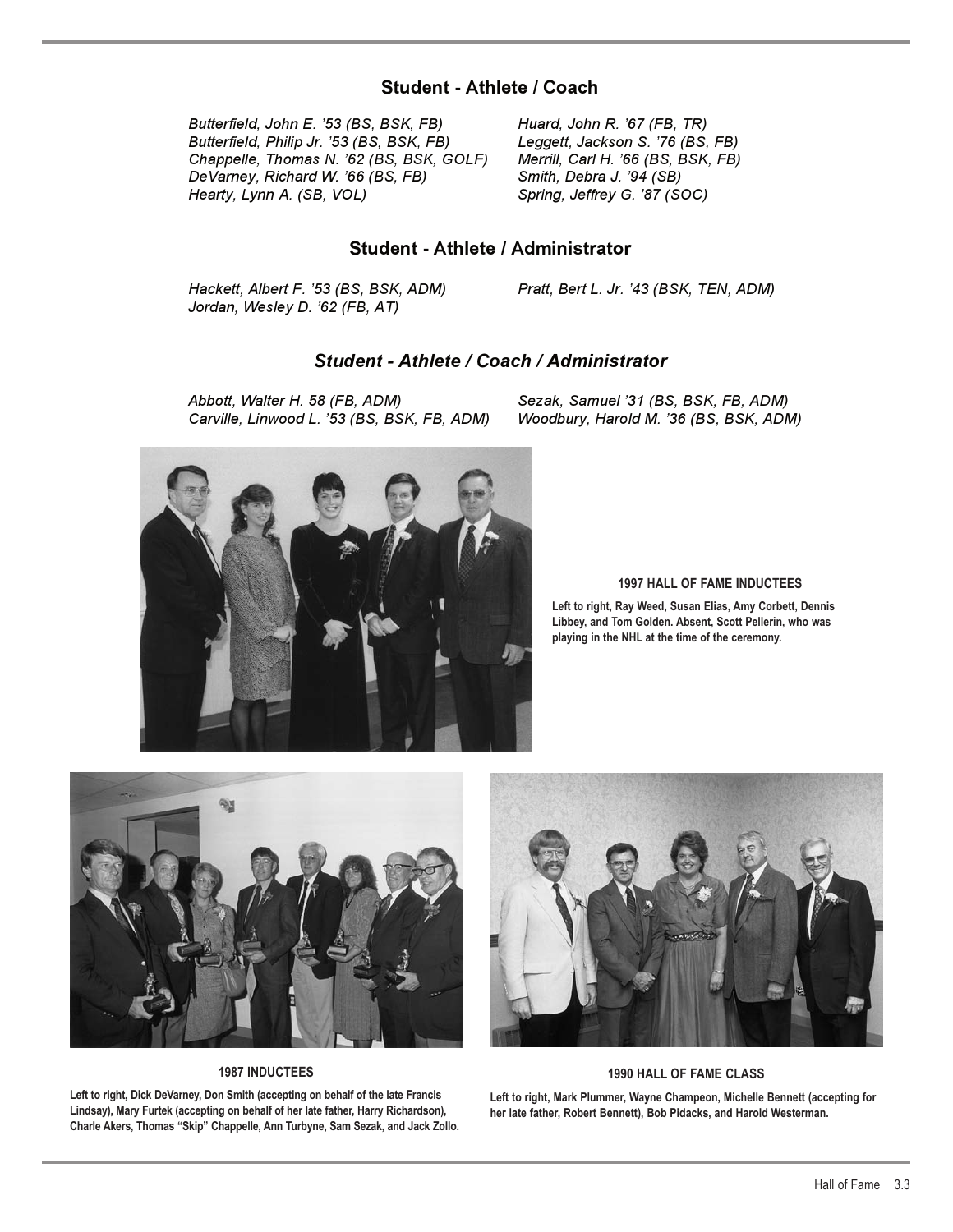## Student - Athlete / Coach

*Butterfield, John E. '53 (BS, BSK, FB)*
*Butterfield, Philip Jr. '53 (BS, BSK, FB)*
*Chappelle, Thomas N. '62 (BS, BSK, GOLF)*
*DeVarney, Richard W. '66 (BS, FB)*
*Hearty, Lynn A. (SB, VOL)*
*Huard, John R. '67 (FB, TR)*
*Leggett, Jackson S. '76 (BS, FB)*
*Merrill, Carl H. '66 (BS, BSK, FB)*
*Smith, Debra J. '94 (SB)*
*Spring, Jeffrey G. '87 (SOC)*

## Student - Athlete / Administrator

*Hackett, Albert F. '53 (BS, BSK, ADM)*
*Jordan, Wesley D. '62 (FB, AT)*
*Pratt, Bert L. Jr. '43 (BSK, TEN, ADM)*

## *Student - Athlete / Coach / Administrator*

*Abbott, Walter H. 58 (FB, ADM)*
*Carville, Linwood L. '53 (BS, BSK, FB, ADM)*
*Sezak, Samuel '31 (BS, BSK, FB, ADM)*
*Woodbury, Harold M. '36 (BS, BSK, ADM)*

**1997 HALL OF FAME INDUCTEES**

**Left to right, Ray Weed, Susan Elias, Amy Corbett, Dennis Libbey, and Tom Golden. Absent, Scott Pellerin, who was playing in the NHL at the time of the ceremony.**

**1987 INDUCTEES**

**Left to right, Dick DeVarney, Don Smith (accepting on behalf of the late Francis Lindsay), Mary Furtek (accepting on behalf of her late father, Harry Richardson), Charle Akers, Thomas "Skip" Chappelle, Ann Turbyne, Sam Sezak, and Jack Zollo.**

**1990 HALL OF FAME CLASS**

**Left to right, Mark Plummer, Wayne Champeon, Michelle Bennett (accepting for her late father, Robert Bennett), Bob Pidacks, and Harold Westerman.**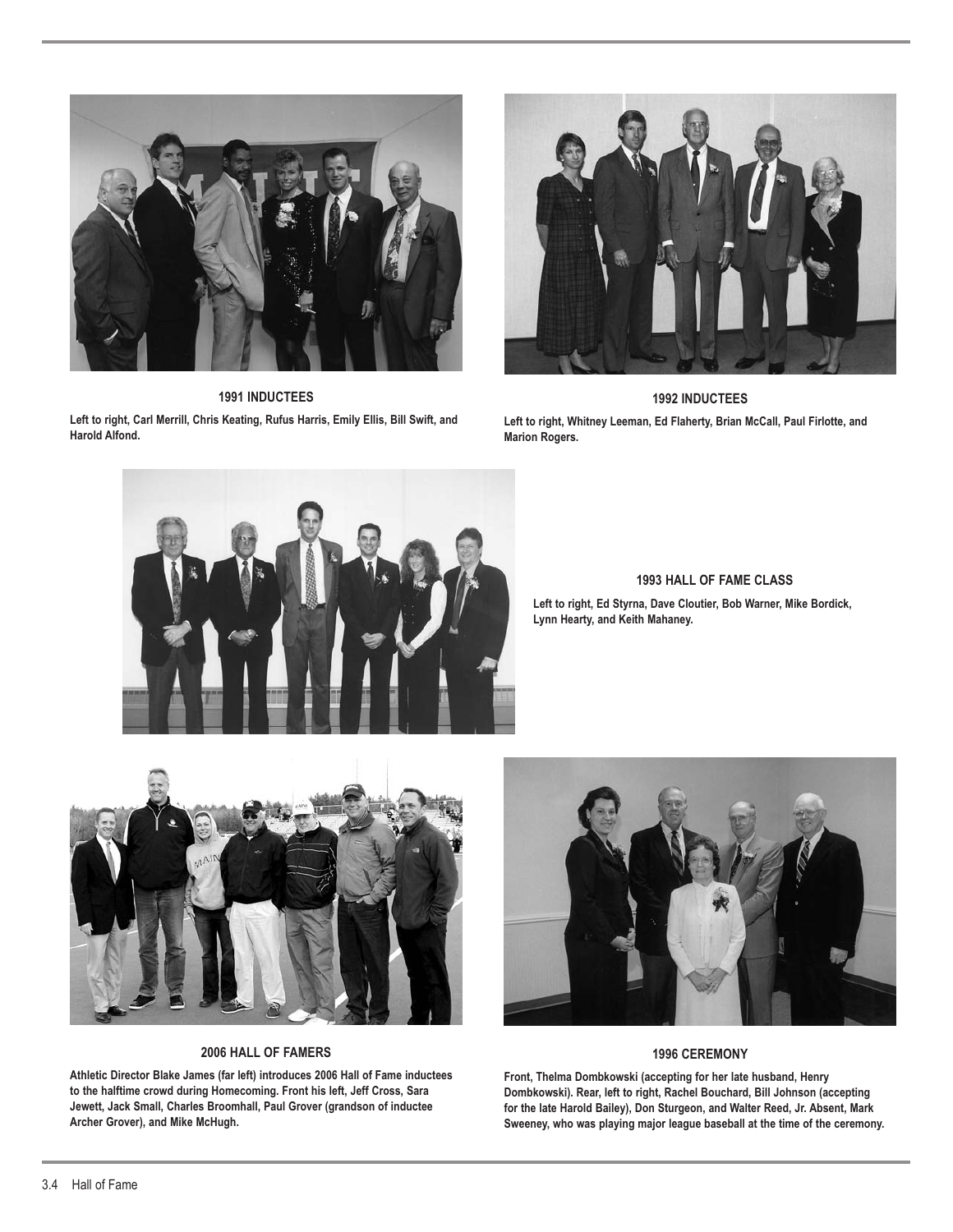**1991 INDUCTEES**

Left to right, Carl Merrill, Chris Keating, Rufus Harris, Emily Ellis, Bill Swift, and Harold Alfond.

**1992 INDUCTEES**

Left to right, Whitney Leeman, Ed Flaherty, Brian McCall, Paul Firlotte, and Marion Rogers.

**1993 HALL OF FAME CLASS**

Left to right, Ed Styrna, Dave Cloutier, Bob Warner, Mike Bordick, Lynn Hearty, and Keith Mahaney.

**2006 HALL OF FAMERS**

Athletic Director Blake James (far left) introduces 2006 Hall of Fame inductees to the halftime crowd during Homecoming. Front his left, Jeff Cross, Sara Jewett, Jack Small, Charles Broomhall, Paul Grover (grandson of inductee Archer Grover), and Mike McHugh.

**1996 CEREMONY**

Front, Thelma Dombkowski (accepting for her late husband, Henry Dombkowski). Rear, left to right, Rachel Bouchard, Bill Johnson (accepting for the late Harold Bailey), Don Sturgeon, and Walter Reed, Jr. Absent, Mark Sweeney, who was playing major league baseball at the time of the ceremony.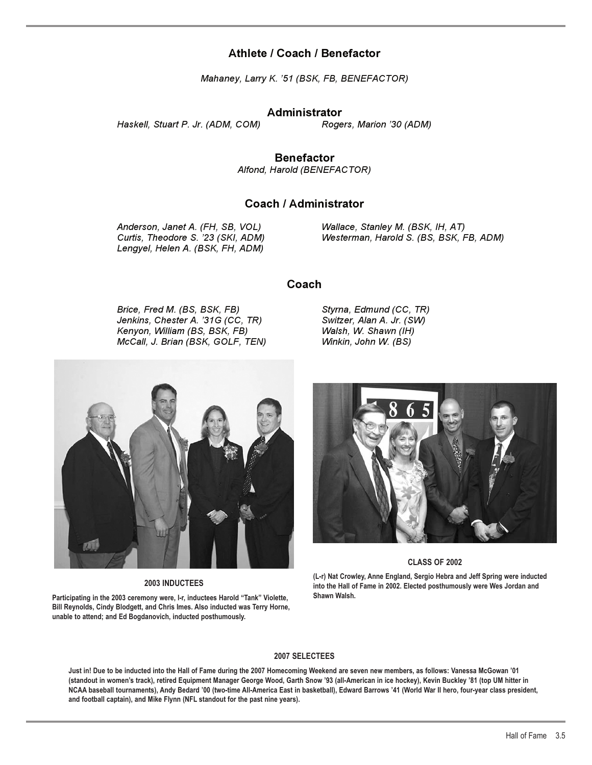## Athlete / Coach / Benefactor

*Mahaney, Larry K. '51 (BSK, FB, BENEFACTOR)*

## Administrator

*Haskell, Stuart P. Jr. (ADM, COM)*
*Rogers, Marion '30 (ADM)*

## Benefactor

*Alfond, Harold (BENEFACTOR)*

## Coach / Administrator

*Anderson, Janet A. (FH, SB, VOL)*
*Curtis, Theodore S. '23 (SKI, ADM)*
*Lengyel, Helen A. (BSK, FH, ADM)*
*Wallace, Stanley M. (BSK, IH, AT)*
*Westerman, Harold S. (BS, BSK, FB, ADM)*

## Coach

*Brice, Fred M. (BS, BSK, FB)*
*Jenkins, Chester A. '31G (CC, TR)*
*Kenyon, William (BS, BSK, FB)*
*McCall, J. Brian (BSK, GOLF, TEN)*
*Styrna, Edmund (CC, TR)*
*Switzer, Alan A. Jr. (SW)*
*Walsh, W. Shawn (IH)*
*Winkin, John W. (BS)*

**2003 INDUCTEES**

**Participating in the 2003 ceremony were, l-r, inductees Harold "Tank" Violette, Bill Reynolds, Cindy Blodgett, and Chris Imes. Also inducted was Terry Horne, unable to attend; and Ed Bogdanovich, inducted posthumously.**

**CLASS OF 2002**

**(L-r) Nat Crowley, Anne England, Sergio Hebra and Jeff Spring were inducted into the Hall of Fame in 2002. Elected posthumously were Wes Jordan and Shawn Walsh.**

**2007 SELECTEES**

**Just in! Due to be inducted into the Hall of Fame during the 2007 Homecoming Weekend are seven new members, as follows: Vanessa McGowan '01 (standout in women's track), retired Equipment Manager George Wood, Garth Snow '93 (all-American in ice hockey), Kevin Buckley '81 (top UM hitter in NCAA baseball tournaments), Andy Bedard '00 (two-time All-America East in basketball), Edward Barrows '41 (World War II hero, four-year class president, and football captain), and Mike Flynn (NFL standout for the past nine years).**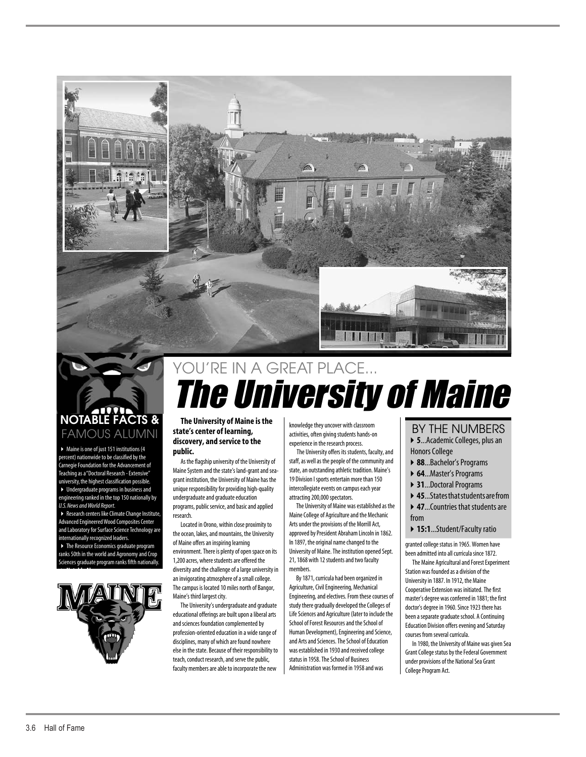# YOU'RE IN A GREAT PLACE...
# *The University of Maine*

## NOTABLE FACTS & FAMOUS ALUMNI

- Maine is one of just 151 institutions (4 percent) nationwide to be classified by the Carnegie Foundation for the Advancement of Teaching as a "Doctoral Research - Extensive" university, the highest classification possible.
- Undergraduate programs in business and engineering ranked in the top 150 nationally by *U.S. News and World Report*.
- Research centers like Climate Change Institute, Advanced Engineered Wood Composites Center and Laboratory for Surface Science Technology are internationally recognized leaders.
- The Resource Economics graduate program ranks 50th in the world and Agronomy and Crop Sciences graduate program ranks fifth nationally.

**The University of Maine is the state's center of learning, discovery, and service to the public.**

As the flagship university of the University of Maine System and the state's land-grant and sea-grant institution, the University of Maine has the unique responsibility for providing high-quality undergraduate and graduate education programs, public service, and basic and applied research.

Located in Orono, within close proximity to the ocean, lakes, and mountains, the University of Maine offers an inspiring learning environment. There is plenty of open space on its 1,200 acres, where students are offered the diversity and the challenge of a large university in an invigorating atmosphere of a small college. The campus is located 10 miles north of Bangor, Maine's third largest city.

The University's undergraduate and graduate educational offerings are built upon a liberal arts and sciences foundation complemented by profession-oriented education in a wide range of disciplines, many of which are found nowhere else in the state. Because of their responsibility to teach, conduct research, and serve the public, faculty members are able to incorporate the new knowledge they uncover with classroom activities, often giving students hands-on experience in the research process.

The University offers its students, faculty, and staff, as well as the people of the community and state, an outstanding athletic tradition. Maine's 19 Division I sports entertain more than 150 intercollegiate events on campus each year attracting 200,000 spectators.

The University of Maine was established as the Maine College of Agriculture and the Mechanic Arts under the provisions of the Morrill Act, approved by President Abraham Lincoln in 1862. In 1897, the original name changed to the University of Maine. The institution opened Sept. 21, 1868 with 12 students and two faculty members.

By 1871, curricula had been organized in Agriculture, Civil Engineering, Mechanical Engineering, and electives. From these courses of study there gradually developed the Colleges of Life Sciences and Agriculture (later to include the School of Forest Resources and the School of Human Development), Engineering and Science, and Arts and Sciences. The School of Education was established in 1930 and received college status in 1958. The School of Business Administration was formed in 1958 and was granted college status in 1965. Women have been admitted into all curricula since 1872.

The Maine Agricultural and Forest Experiment Station was founded as a division of the University in 1887. In 1912, the Maine Cooperative Extension was initiated. The first master's degree was conferred in 1881; the first doctor's degree in 1960. Since 1923 there has been a separate graduate school. A Continuing Education Division offers evening and Saturday courses from several curricula.

In 1980, the University of Maine was given Sea Grant College status by the Federal Government under provisions of the National Sea Grant College Program Act.

## BY THE NUMBERS

- **5**...Academic Colleges, plus an Honors College
- **88**...Bachelor's Programs
- **64**...Master's Programs
- **31**...Doctoral Programs
- **45**...States that students are from
- **47**...Countries that students are from
- **15:1**...Student/Faculty ratio